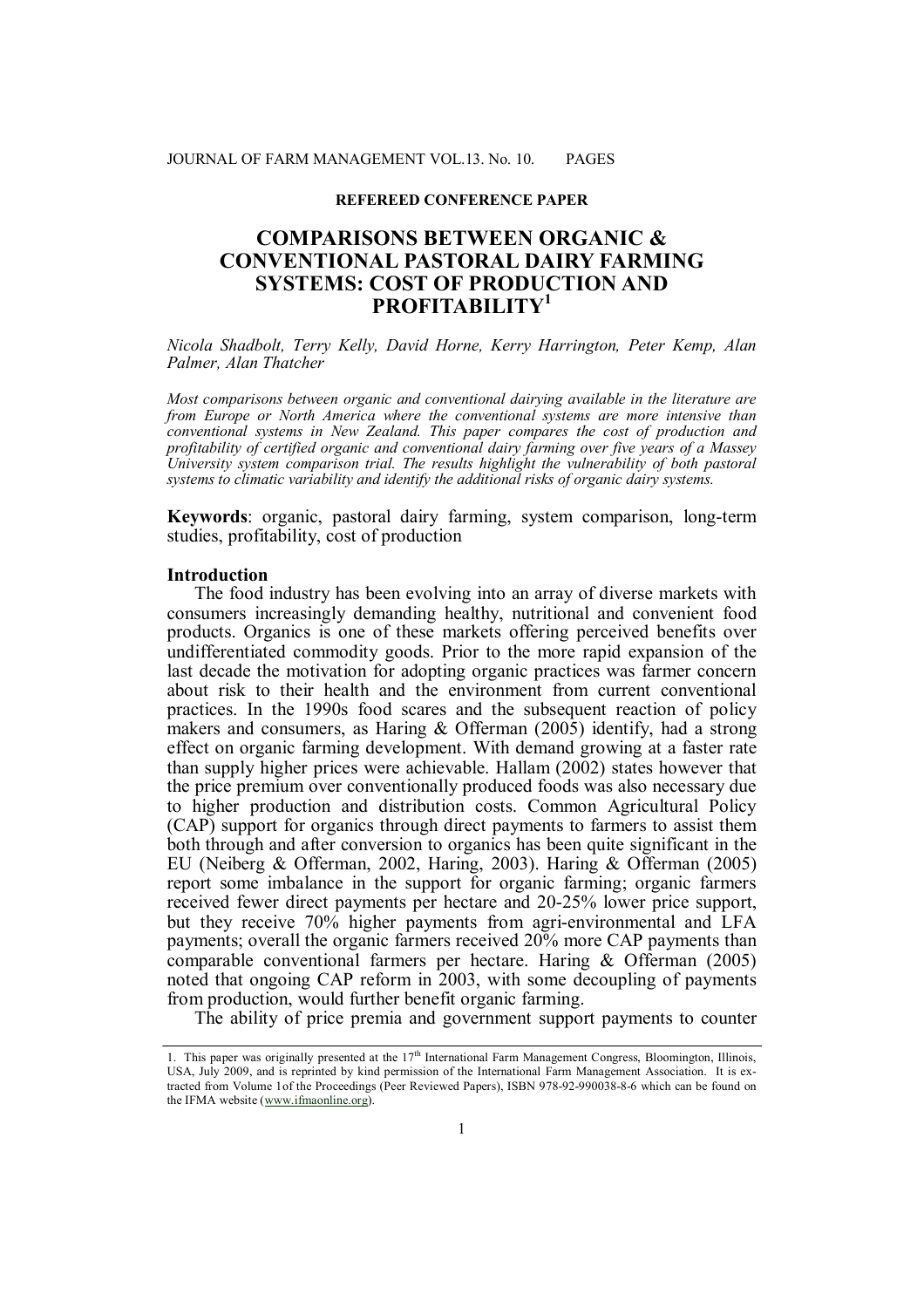**REFEREED CONFERENCE PAPER**

# COMPARISONS BETWEEN ORGANIC & CONVENTIONAL PASTORAL DAIRY FARMING SYSTEMS: COST OF PRODUCTION AND PROFITABILITY[1]

*Nicola Shadbolt, Terry Kelly, David Horne, Kerry Harrington, Peter Kemp, Alan Palmer, Alan Thatcher*

*Most comparisons between organic and conventional dairying available in the literature are from Europe or North America where the conventional systems are more intensive than conventional systems in New Zealand. This paper compares the cost of production and profitability of certified organic and conventional dairy farming over five years of a Massey University system comparison trial. The results highlight the vulnerability of both pastoral systems to climatic variability and identify the additional risks of organic dairy systems.*

**Keywords**: organic, pastoral dairy farming, system comparison, long-term studies, profitability, cost of production

## Introduction

The food industry has been evolving into an array of diverse markets with consumers increasingly demanding healthy, nutritional and convenient food products. Organics is one of these markets offering perceived benefits over undifferentiated commodity goods. Prior to the more rapid expansion of the last decade the motivation for adopting organic practices was farmer concern about risk to their health and the environment from current conventional practices. In the 1990s food scares and the subsequent reaction of policy makers and consumers, as Haring & Offerman (2005) identify, had a strong effect on organic farming development. With demand growing at a faster rate than supply higher prices were achievable. Hallam (2002) states however that the price premium over conventionally produced foods was also necessary due to higher production and distribution costs. Common Agricultural Policy (CAP) support for organics through direct payments to farmers to assist them both through and after conversion to organics has been quite significant in the EU (Neiberg & Offerman, 2002, Haring, 2003). Haring & Offerman (2005) report some imbalance in the support for organic farming; organic farmers received fewer direct payments per hectare and 20-25% lower price support, but they receive 70% higher payments from agri-environmental and LFA payments; overall the organic farmers received 20% more CAP payments than comparable conventional farmers per hectare. Haring & Offerman (2005) noted that ongoing CAP reform in 2003, with some decoupling of payments from production, would further benefit organic farming.

The ability of price premia and government support payments to counter

---

1. This paper was originally presented at the 17th International Farm Management Congress, Bloomington, Illinois, USA, July 2009, and is reprinted by kind permission of the International Farm Management Association. It is extracted from Volume 1of the Proceedings (Peer Reviewed Papers), ISBN 978-92-990038-8-6 which can be found on the IFMA website (www.ifmaonline.org).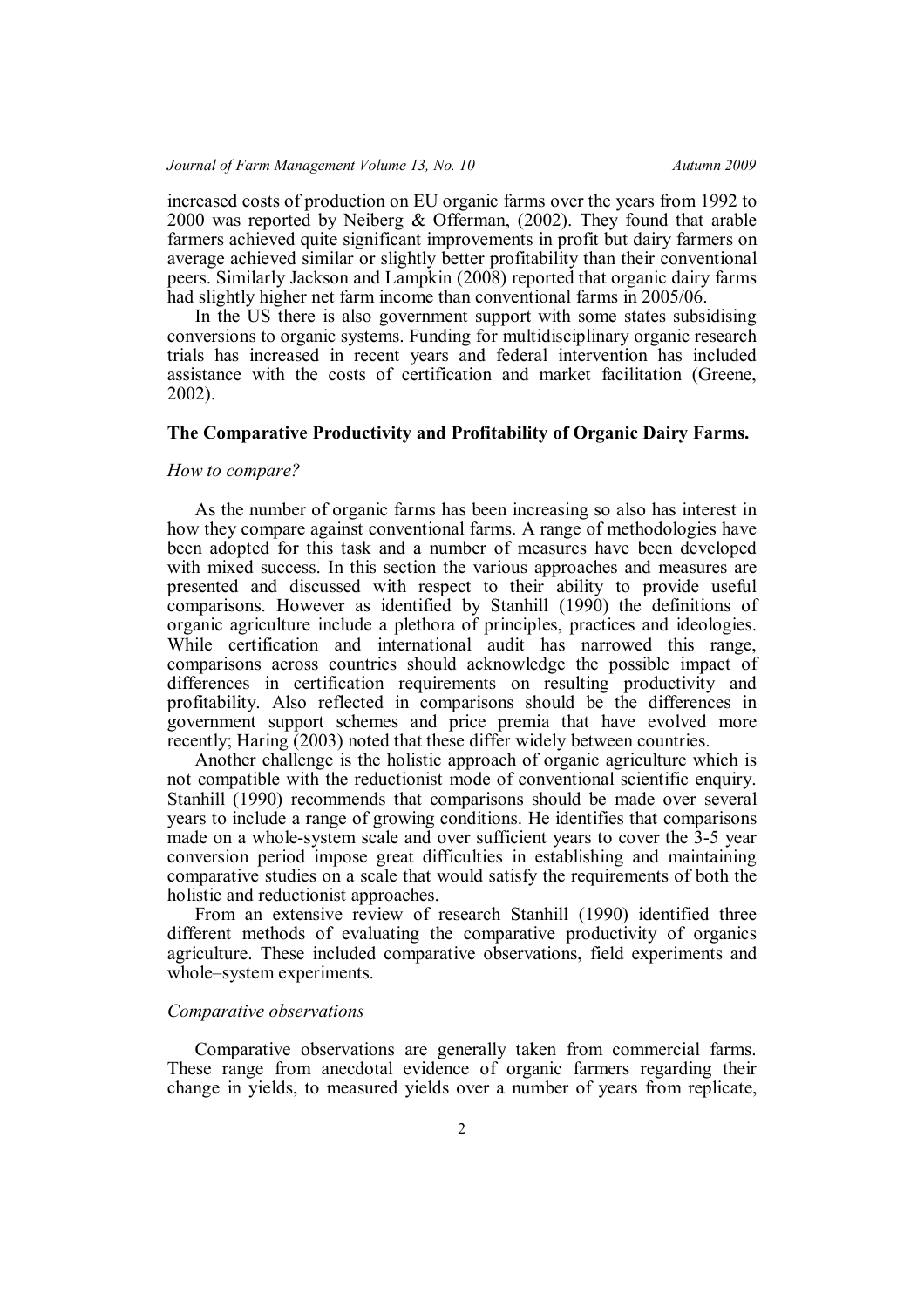increased costs of production on EU organic farms over the years from 1992 to 2000 was reported by Neiberg & Offerman, (2002). They found that arable farmers achieved quite significant improvements in profit but dairy farmers on average achieved similar or slightly better profitability than their conventional peers. Similarly Jackson and Lampkin (2008) reported that organic dairy farms had slightly higher net farm income than conventional farms in 2005/06.

In the US there is also government support with some states subsidising conversions to organic systems. Funding for multidisciplinary organic research trials has increased in recent years and federal intervention has included assistance with the costs of certification and market facilitation (Greene, 2002).

### The Comparative Productivity and Profitability of Organic Dairy Farms.

#### *How to compare?*

As the number of organic farms has been increasing so also has interest in how they compare against conventional farms. A range of methodologies have been adopted for this task and a number of measures have been developed with mixed success. In this section the various approaches and measures are presented and discussed with respect to their ability to provide useful comparisons. However as identified by Stanhill (1990) the definitions of organic agriculture include a plethora of principles, practices and ideologies. While certification and international audit has narrowed this range, comparisons across countries should acknowledge the possible impact of differences in certification requirements on resulting productivity and profitability. Also reflected in comparisons should be the differences in government support schemes and price premia that have evolved more recently; Haring (2003) noted that these differ widely between countries.

Another challenge is the holistic approach of organic agriculture which is not compatible with the reductionist mode of conventional scientific enquiry. Stanhill (1990) recommends that comparisons should be made over several years to include a range of growing conditions. He identifies that comparisons made on a whole-system scale and over sufficient years to cover the 3-5 year conversion period impose great difficulties in establishing and maintaining comparative studies on a scale that would satisfy the requirements of both the holistic and reductionist approaches.

From an extensive review of research Stanhill (1990) identified three different methods of evaluating the comparative productivity of organics agriculture. These included comparative observations, field experiments and whole–system experiments.

#### *Comparative observations*

Comparative observations are generally taken from commercial farms. These range from anecdotal evidence of organic farmers regarding their change in yields, to measured yields over a number of years from replicate,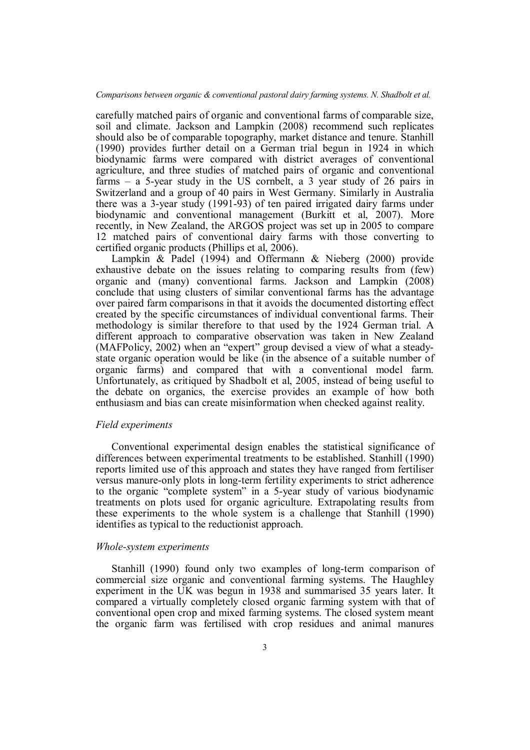carefully matched pairs of organic and conventional farms of comparable size, soil and climate. Jackson and Lampkin (2008) recommend such replicates should also be of comparable topography, market distance and tenure. Stanhill (1990) provides further detail on a German trial begun in 1924 in which biodynamic farms were compared with district averages of conventional agriculture, and three studies of matched pairs of organic and conventional farms – a 5-year study in the US cornbelt, a 3 year study of 26 pairs in Switzerland and a group of 40 pairs in West Germany. Similarly in Australia there was a 3-year study (1991-93) of ten paired irrigated dairy farms under biodynamic and conventional management (Burkitt et al, 2007). More recently, in New Zealand, the ARGOS project was set up in 2005 to compare 12 matched pairs of conventional dairy farms with those converting to certified organic products (Phillips et al, 2006).

Lampkin & Padel (1994) and Offermann & Nieberg (2000) provide exhaustive debate on the issues relating to comparing results from (few) organic and (many) conventional farms. Jackson and Lampkin (2008) conclude that using clusters of similar conventional farms has the advantage over paired farm comparisons in that it avoids the documented distorting effect created by the specific circumstances of individual conventional farms. Their methodology is similar therefore to that used by the 1924 German trial. A different approach to comparative observation was taken in New Zealand (MAFPolicy, 2002) when an "expert" group devised a view of what a steady-state organic operation would be like (in the absence of a suitable number of organic farms) and compared that with a conventional model farm. Unfortunately, as critiqued by Shadbolt et al, 2005, instead of being useful to the debate on organics, the exercise provides an example of how both enthusiasm and bias can create misinformation when checked against reality.

### *Field experiments*

Conventional experimental design enables the statistical significance of differences between experimental treatments to be established. Stanhill (1990) reports limited use of this approach and states they have ranged from fertiliser versus manure-only plots in long-term fertility experiments to strict adherence to the organic "complete system" in a 5-year study of various biodynamic treatments on plots used for organic agriculture. Extrapolating results from these experiments to the whole system is a challenge that Stanhill (1990) identifies as typical to the reductionist approach.

### *Whole-system experiments*

Stanhill (1990) found only two examples of long-term comparison of commercial size organic and conventional farming systems. The Haughley experiment in the UK was begun in 1938 and summarised 35 years later. It compared a virtually completely closed organic farming system with that of conventional open crop and mixed farming systems. The closed system meant the organic farm was fertilised with crop residues and animal manures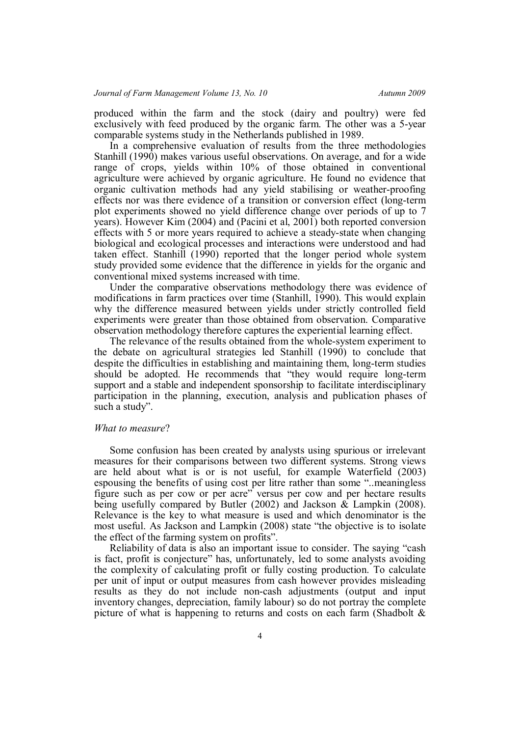produced within the farm and the stock (dairy and poultry) were fed exclusively with feed produced by the organic farm. The other was a 5-year comparable systems study in the Netherlands published in 1989.

In a comprehensive evaluation of results from the three methodologies Stanhill (1990) makes various useful observations. On average, and for a wide range of crops, yields within 10% of those obtained in conventional agriculture were achieved by organic agriculture. He found no evidence that organic cultivation methods had any yield stabilising or weather-proofing effects nor was there evidence of a transition or conversion effect (long-term plot experiments showed no yield difference change over periods of up to 7 years). However Kim (2004) and (Pacini et al, 2001) both reported conversion effects with 5 or more years required to achieve a steady-state when changing biological and ecological processes and interactions were understood and had taken effect. Stanhill (1990) reported that the longer period whole system study provided some evidence that the difference in yields for the organic and conventional mixed systems increased with time.

Under the comparative observations methodology there was evidence of modifications in farm practices over time (Stanhill, 1990). This would explain why the difference measured between yields under strictly controlled field experiments were greater than those obtained from observation. Comparative observation methodology therefore captures the experiential learning effect.

The relevance of the results obtained from the whole-system experiment to the debate on agricultural strategies led Stanhill (1990) to conclude that despite the difficulties in establishing and maintaining them, long-term studies should be adopted. He recommends that "they would require long-term support and a stable and independent sponsorship to facilitate interdisciplinary participation in the planning, execution, analysis and publication phases of such a study".

*What to measure*?

Some confusion has been created by analysts using spurious or irrelevant measures for their comparisons between two different systems. Strong views are held about what is or is not useful, for example Waterfield (2003) espousing the benefits of using cost per litre rather than some "..meaningless figure such as per cow or per acre" versus per cow and per hectare results being usefully compared by Butler (2002) and Jackson & Lampkin (2008). Relevance is the key to what measure is used and which denominator is the most useful. As Jackson and Lampkin (2008) state "the objective is to isolate the effect of the farming system on profits".

Reliability of data is also an important issue to consider. The saying "cash is fact, profit is conjecture" has, unfortunately, led to some analysts avoiding the complexity of calculating profit or fully costing production. To calculate per unit of input or output measures from cash however provides misleading results as they do not include non-cash adjustments (output and input inventory changes, depreciation, family labour) so do not portray the complete picture of what is happening to returns and costs on each farm (Shadbolt &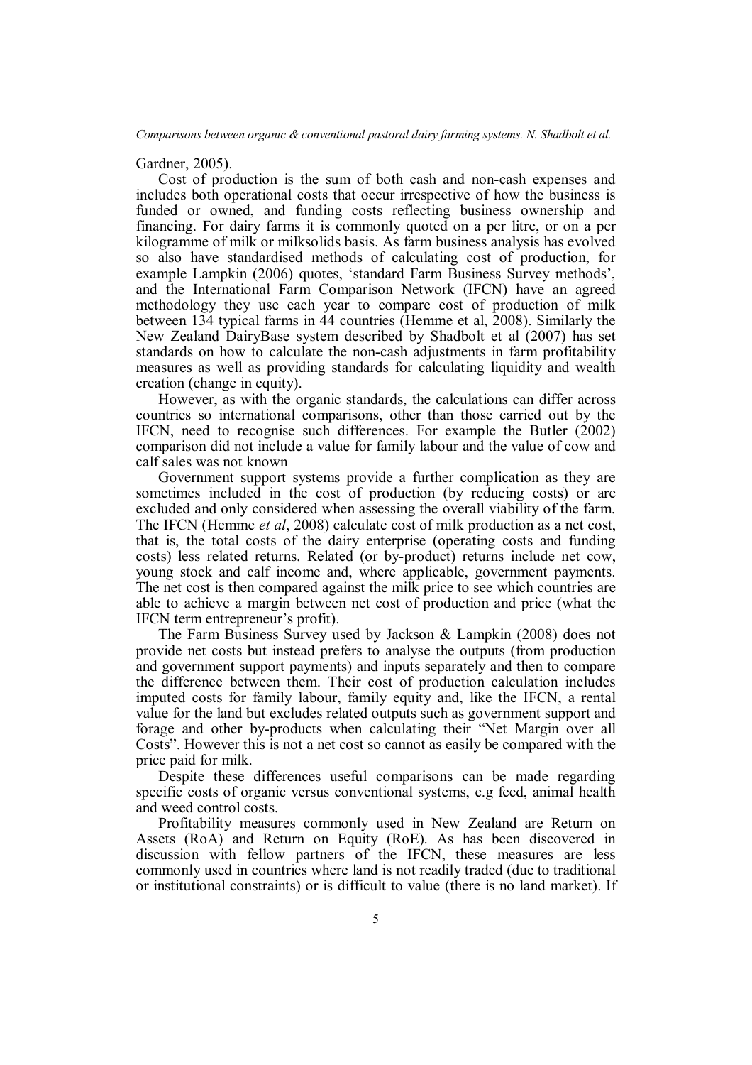Gardner, 2005).

Cost of production is the sum of both cash and non-cash expenses and includes both operational costs that occur irrespective of how the business is funded or owned, and funding costs reflecting business ownership and financing. For dairy farms it is commonly quoted on a per litre, or on a per kilogramme of milk or milksolids basis. As farm business analysis has evolved so also have standardised methods of calculating cost of production, for example Lampkin (2006) quotes, 'standard Farm Business Survey methods', and the International Farm Comparison Network (IFCN) have an agreed methodology they use each year to compare cost of production of milk between 134 typical farms in 44 countries (Hemme et al, 2008). Similarly the New Zealand DairyBase system described by Shadbolt et al (2007) has set standards on how to calculate the non-cash adjustments in farm profitability measures as well as providing standards for calculating liquidity and wealth creation (change in equity).

However, as with the organic standards, the calculations can differ across countries so international comparisons, other than those carried out by the IFCN, need to recognise such differences. For example the Butler (2002) comparison did not include a value for family labour and the value of cow and calf sales was not known

Government support systems provide a further complication as they are sometimes included in the cost of production (by reducing costs) or are excluded and only considered when assessing the overall viability of the farm. The IFCN (Hemme *et al*, 2008) calculate cost of milk production as a net cost, that is, the total costs of the dairy enterprise (operating costs and funding costs) less related returns. Related (or by-product) returns include net cow, young stock and calf income and, where applicable, government payments. The net cost is then compared against the milk price to see which countries are able to achieve a margin between net cost of production and price (what the IFCN term entrepreneur's profit).

The Farm Business Survey used by Jackson & Lampkin (2008) does not provide net costs but instead prefers to analyse the outputs (from production and government support payments) and inputs separately and then to compare the difference between them. Their cost of production calculation includes imputed costs for family labour, family equity and, like the IFCN, a rental value for the land but excludes related outputs such as government support and forage and other by-products when calculating their "Net Margin over all Costs". However this is not a net cost so cannot as easily be compared with the price paid for milk.

Despite these differences useful comparisons can be made regarding specific costs of organic versus conventional systems, e.g feed, animal health and weed control costs.

Profitability measures commonly used in New Zealand are Return on Assets (RoA) and Return on Equity (RoE). As has been discovered in discussion with fellow partners of the IFCN, these measures are less commonly used in countries where land is not readily traded (due to traditional or institutional constraints) or is difficult to value (there is no land market). If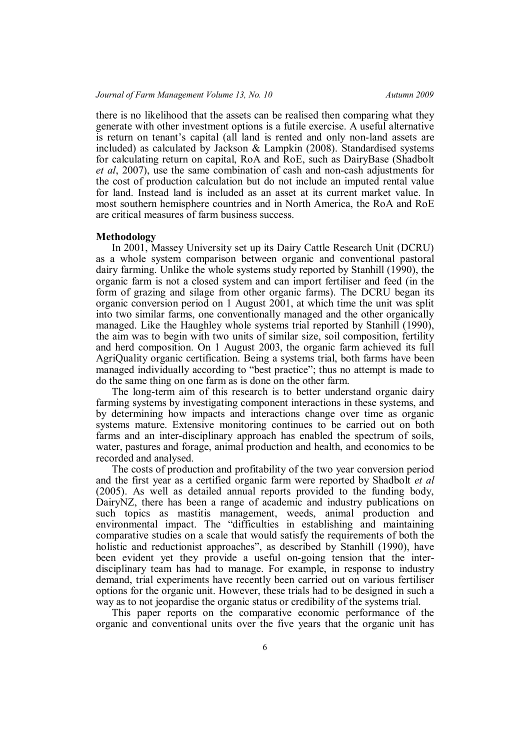there is no likelihood that the assets can be realised then comparing what they generate with other investment options is a futile exercise. A useful alternative is return on tenant's capital (all land is rented and only non-land assets are included) as calculated by Jackson & Lampkin (2008). Standardised systems for calculating return on capital, RoA and RoE, such as DairyBase (Shadbolt *et al*, 2007), use the same combination of cash and non-cash adjustments for the cost of production calculation but do not include an imputed rental value for land. Instead land is included as an asset at its current market value. In most southern hemisphere countries and in North America, the RoA and RoE are critical measures of farm business success.

**Methodology**

In 2001, Massey University set up its Dairy Cattle Research Unit (DCRU) as a whole system comparison between organic and conventional pastoral dairy farming. Unlike the whole systems study reported by Stanhill (1990), the organic farm is not a closed system and can import fertiliser and feed (in the form of grazing and silage from other organic farms). The DCRU began its organic conversion period on 1 August 2001, at which time the unit was split into two similar farms, one conventionally managed and the other organically managed. Like the Haughley whole systems trial reported by Stanhill (1990), the aim was to begin with two units of similar size, soil composition, fertility and herd composition. On 1 August 2003, the organic farm achieved its full AgriQuality organic certification. Being a systems trial, both farms have been managed individually according to "best practice"; thus no attempt is made to do the same thing on one farm as is done on the other farm.

The long-term aim of this research is to better understand organic dairy farming systems by investigating component interactions in these systems, and by determining how impacts and interactions change over time as organic systems mature. Extensive monitoring continues to be carried out on both farms and an inter-disciplinary approach has enabled the spectrum of soils, water, pastures and forage, animal production and health, and economics to be recorded and analysed.

The costs of production and profitability of the two year conversion period and the first year as a certified organic farm were reported by Shadbolt *et al* (2005). As well as detailed annual reports provided to the funding body, DairyNZ, there has been a range of academic and industry publications on such topics as mastitis management, weeds, animal production and environmental impact. The "difficulties in establishing and maintaining comparative studies on a scale that would satisfy the requirements of both the holistic and reductionist approaches", as described by Stanhill (1990), have been evident yet they provide a useful on-going tension that the inter-disciplinary team has had to manage. For example, in response to industry demand, trial experiments have recently been carried out on various fertiliser options for the organic unit. However, these trials had to be designed in such a way as to not jeopardise the organic status or credibility of the systems trial.

This paper reports on the comparative economic performance of the organic and conventional units over the five years that the organic unit has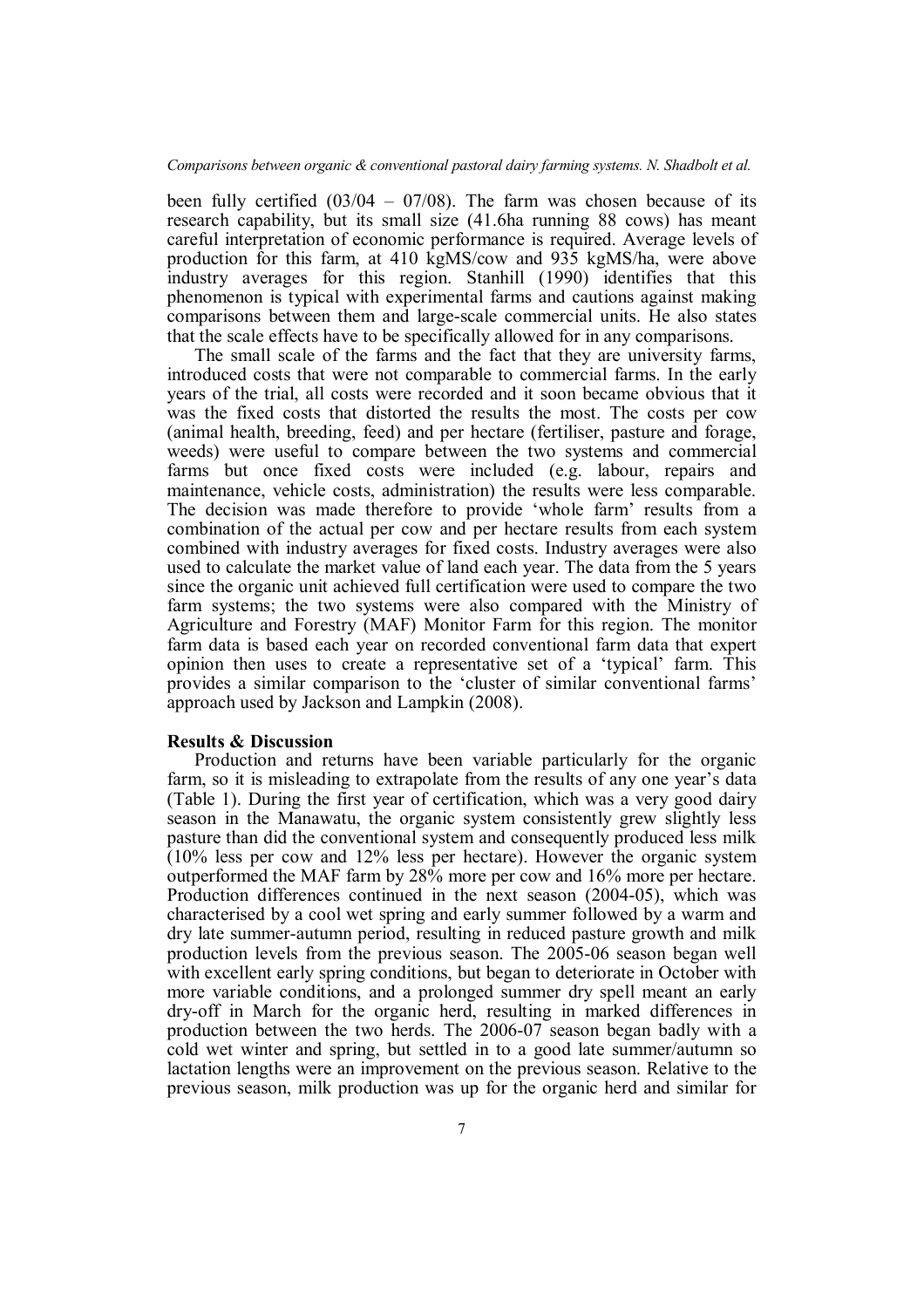been fully certified (03/04 – 07/08). The farm was chosen because of its research capability, but its small size (41.6ha running 88 cows) has meant careful interpretation of economic performance is required. Average levels of production for this farm, at 410 kgMS/cow and 935 kgMS/ha, were above industry averages for this region. Stanhill (1990) identifies that this phenomenon is typical with experimental farms and cautions against making comparisons between them and large-scale commercial units. He also states that the scale effects have to be specifically allowed for in any comparisons.

The small scale of the farms and the fact that they are university farms, introduced costs that were not comparable to commercial farms. In the early years of the trial, all costs were recorded and it soon became obvious that it was the fixed costs that distorted the results the most. The costs per cow (animal health, breeding, feed) and per hectare (fertiliser, pasture and forage, weeds) were useful to compare between the two systems and commercial farms but once fixed costs were included (e.g. labour, repairs and maintenance, vehicle costs, administration) the results were less comparable. The decision was made therefore to provide 'whole farm' results from a combination of the actual per cow and per hectare results from each system combined with industry averages for fixed costs. Industry averages were also used to calculate the market value of land each year. The data from the 5 years since the organic unit achieved full certification were used to compare the two farm systems; the two systems were also compared with the Ministry of Agriculture and Forestry (MAF) Monitor Farm for this region. The monitor farm data is based each year on recorded conventional farm data that expert opinion then uses to create a representative set of a 'typical' farm. This provides a similar comparison to the 'cluster of similar conventional farms' approach used by Jackson and Lampkin (2008).

**Results & Discussion**

Production and returns have been variable particularly for the organic farm, so it is misleading to extrapolate from the results of any one year's data (Table 1). During the first year of certification, which was a very good dairy season in the Manawatu, the organic system consistently grew slightly less pasture than did the conventional system and consequently produced less milk (10% less per cow and 12% less per hectare). However the organic system outperformed the MAF farm by 28% more per cow and 16% more per hectare. Production differences continued in the next season (2004-05), which was characterised by a cool wet spring and early summer followed by a warm and dry late summer-autumn period, resulting in reduced pasture growth and milk production levels from the previous season. The 2005-06 season began well with excellent early spring conditions, but began to deteriorate in October with more variable conditions, and a prolonged summer dry spell meant an early dry-off in March for the organic herd, resulting in marked differences in production between the two herds. The 2006-07 season began badly with a cold wet winter and spring, but settled in to a good late summer/autumn so lactation lengths were an improvement on the previous season. Relative to the previous season, milk production was up for the organic herd and similar for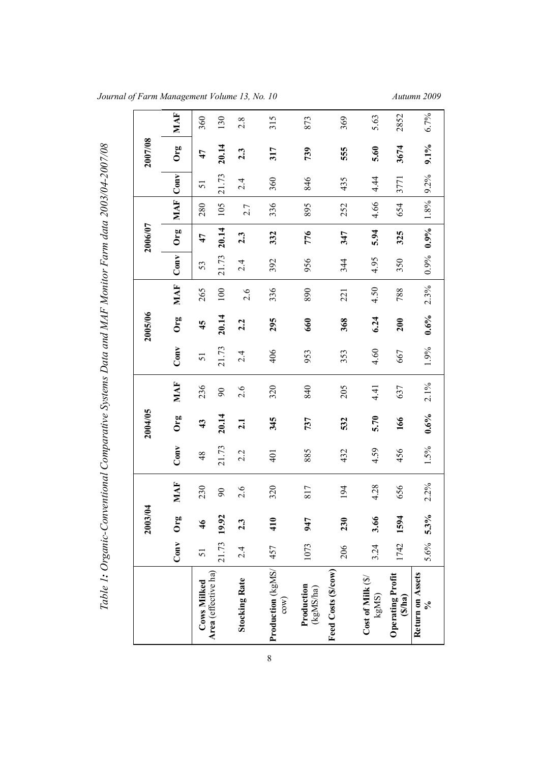*Table 1: Organic-Conventional Comparative Systems Data and MAF Monitor Farm data 2003/04-2007/08*

| | 2003/04 | | | 2004/05 | | | 2005/06 | | | 2006/07 | | | 2007/08 | | |
|---|---|---|---|---|---|---|---|---|---|---|---|---|---|---|---|
| | Conv | Org | MAF | Conv | Org | MAF | Conv | Org | MAF | Conv | Org | MAF | Conv | Org | MAF |
| **Cows Milked** | 51 | **46** | 230 | 48 | **43** | 236 | 51 | **45** | 265 | 53 | **47** | 280 | 51 | **47** | 360 |
| **Area** (effective ha) | 21.73 | **19.92** | 90 | 21.73 | **20.14** | 90 | 21.73 | **20.14** | 100 | 21.73 | **20.14** | 105 | 21.73 | **20.14** | 130 |
| **Stocking Rate** | 2.4 | **2.3** | 2.6 | 2.2 | **2.1** | 2.6 | 2.4 | **2.2** | 2.6 | 2.4 | **2.3** | 2.7 | 2.4 | **2.3** | 2.8 |
| **Production** (kgMS/cow) | 457 | **410** | 320 | 401 | **345** | 320 | 406 | **295** | 336 | 392 | **332** | 336 | 360 | **317** | 315 |
| **Production** (kgMS/ha) | 1073 | **947** | 817 | 885 | **737** | 840 | 953 | **660** | 890 | 956 | **776** | 895 | 846 | **739** | 873 |
| **Feed Costs ($/cow)** | 206 | **230** | 194 | 432 | **532** | 205 | 353 | **368** | 221 | 344 | **347** | 252 | 435 | **555** | 369 |
| **Cost of Milk** ($/kgMS) | 3.24 | **3.66** | 4.28 | 4.59 | **5.70** | 4.41 | 4.60 | **6.24** | 4.50 | 4.95 | **5.94** | 4.66 | 4.44 | **5.60** | 5.63 |
| **Operating Profit ($/ha)** | 1742 | **1594** | 656 | 456 | **166** | 637 | 667 | **200** | 788 | 350 | **325** | 654 | 3771 | **3674** | 2852 |
| **Return on Assets %** | 5.6% | **5.3%** | 2.2% | 1.5% | **0.6%** | 2.1% | 1.9% | **0.6%** | 2.3% | 0.9% | **0.9%** | 1.8% | 9.2% | **9.1%** | 6.7% |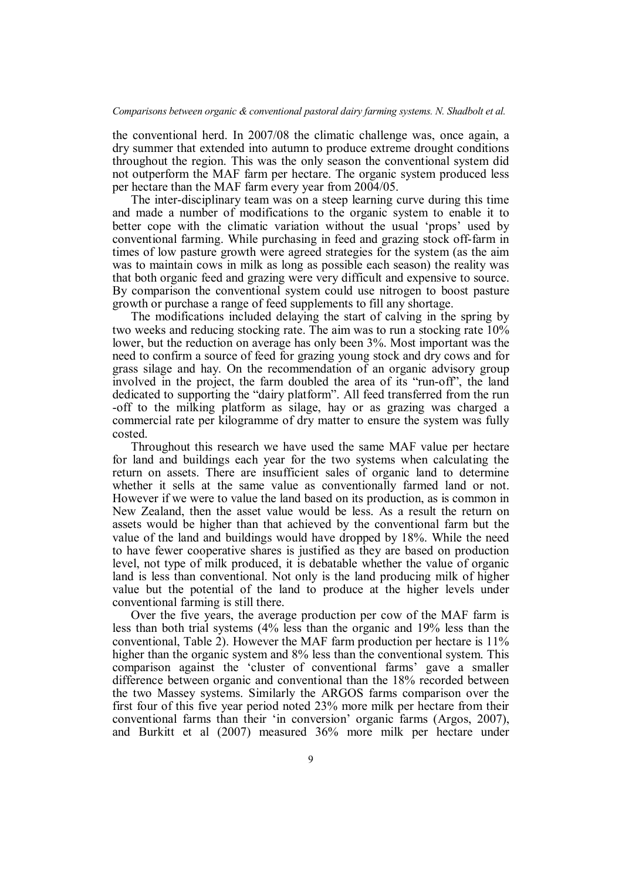the conventional herd. In 2007/08 the climatic challenge was, once again, a dry summer that extended into autumn to produce extreme drought conditions throughout the region. This was the only season the conventional system did not outperform the MAF farm per hectare. The organic system produced less per hectare than the MAF farm every year from 2004/05.

The inter-disciplinary team was on a steep learning curve during this time and made a number of modifications to the organic system to enable it to better cope with the climatic variation without the usual 'props' used by conventional farming. While purchasing in feed and grazing stock off-farm in times of low pasture growth were agreed strategies for the system (as the aim was to maintain cows in milk as long as possible each season) the reality was that both organic feed and grazing were very difficult and expensive to source. By comparison the conventional system could use nitrogen to boost pasture growth or purchase a range of feed supplements to fill any shortage.

The modifications included delaying the start of calving in the spring by two weeks and reducing stocking rate. The aim was to run a stocking rate 10% lower, but the reduction on average has only been 3%. Most important was the need to confirm a source of feed for grazing young stock and dry cows and for grass silage and hay. On the recommendation of an organic advisory group involved in the project, the farm doubled the area of its "run-off", the land dedicated to supporting the "dairy platform". All feed transferred from the run -off to the milking platform as silage, hay or as grazing was charged a commercial rate per kilogramme of dry matter to ensure the system was fully costed.

Throughout this research we have used the same MAF value per hectare for land and buildings each year for the two systems when calculating the return on assets. There are insufficient sales of organic land to determine whether it sells at the same value as conventionally farmed land or not. However if we were to value the land based on its production, as is common in New Zealand, then the asset value would be less. As a result the return on assets would be higher than that achieved by the conventional farm but the value of the land and buildings would have dropped by 18%. While the need to have fewer cooperative shares is justified as they are based on production level, not type of milk produced, it is debatable whether the value of organic land is less than conventional. Not only is the land producing milk of higher value but the potential of the land to produce at the higher levels under conventional farming is still there.

Over the five years, the average production per cow of the MAF farm is less than both trial systems (4% less than the organic and 19% less than the conventional, Table 2). However the MAF farm production per hectare is 11% higher than the organic system and 8% less than the conventional system. This comparison against the 'cluster of conventional farms' gave a smaller difference between organic and conventional than the 18% recorded between the two Massey systems. Similarly the ARGOS farms comparison over the first four of this five year period noted 23% more milk per hectare from their conventional farms than their 'in conversion' organic farms (Argos, 2007), and Burkitt et al (2007) measured 36% more milk per hectare under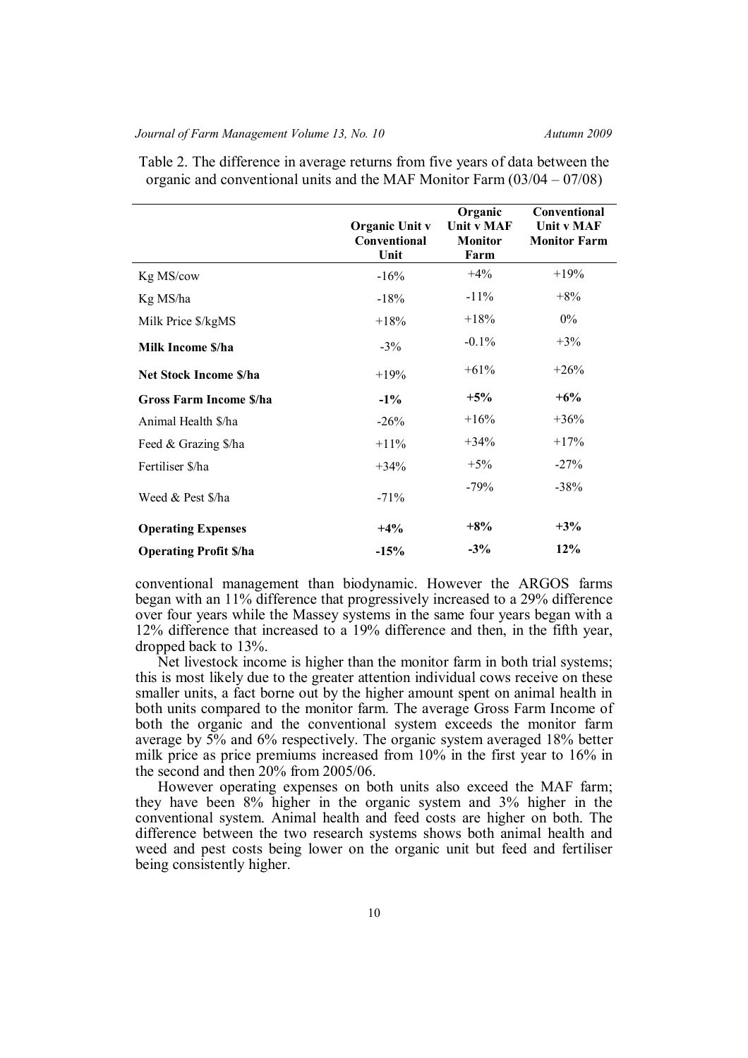Table 2. The difference in average returns from five years of data between the organic and conventional units and the MAF Monitor Farm (03/04 – 07/08)

| | Organic Unit v Conventional Unit | Organic Unit v MAF Monitor Farm | Conventional Unit v MAF Monitor Farm |
|---|---|---|---|
| Kg MS/cow | -16% | +4% | +19% |
| Kg MS/ha | -18% | -11% | +8% |
| Milk Price $/kgMS | +18% | +18% | 0% |
| **Milk Income $/ha** | -3% | -0.1% | +3% |
| **Net Stock Income $/ha** | +19% | +61% | +26% |
| **Gross Farm Income $/ha** | **-1%** | **+5%** | **+6%** |
| Animal Health $/ha | -26% | +16% | +36% |
| Feed & Grazing $/ha | +11% | +34% | +17% |
| Fertiliser $/ha | +34% | +5% | -27% |
| Weed & Pest $/ha | -71% | -79% | -38% |
| **Operating Expenses** | **+4%** | **+8%** | **+3%** |
| **Operating Profit $/ha** | **-15%** | **-3%** | **12%** |

conventional management than biodynamic. However the ARGOS farms began with an 11% difference that progressively increased to a 29% difference over four years while the Massey systems in the same four years began with a 12% difference that increased to a 19% difference and then, in the fifth year, dropped back to 13%.

Net livestock income is higher than the monitor farm in both trial systems; this is most likely due to the greater attention individual cows receive on these smaller units, a fact borne out by the higher amount spent on animal health in both units compared to the monitor farm. The average Gross Farm Income of both the organic and the conventional system exceeds the monitor farm average by 5% and 6% respectively. The organic system averaged 18% better milk price as price premiums increased from 10% in the first year to 16% in the second and then 20% from 2005/06.

However operating expenses on both units also exceed the MAF farm; they have been 8% higher in the organic system and 3% higher in the conventional system. Animal health and feed costs are higher on both. The difference between the two research systems shows both animal health and weed and pest costs being lower on the organic unit but feed and fertiliser being consistently higher.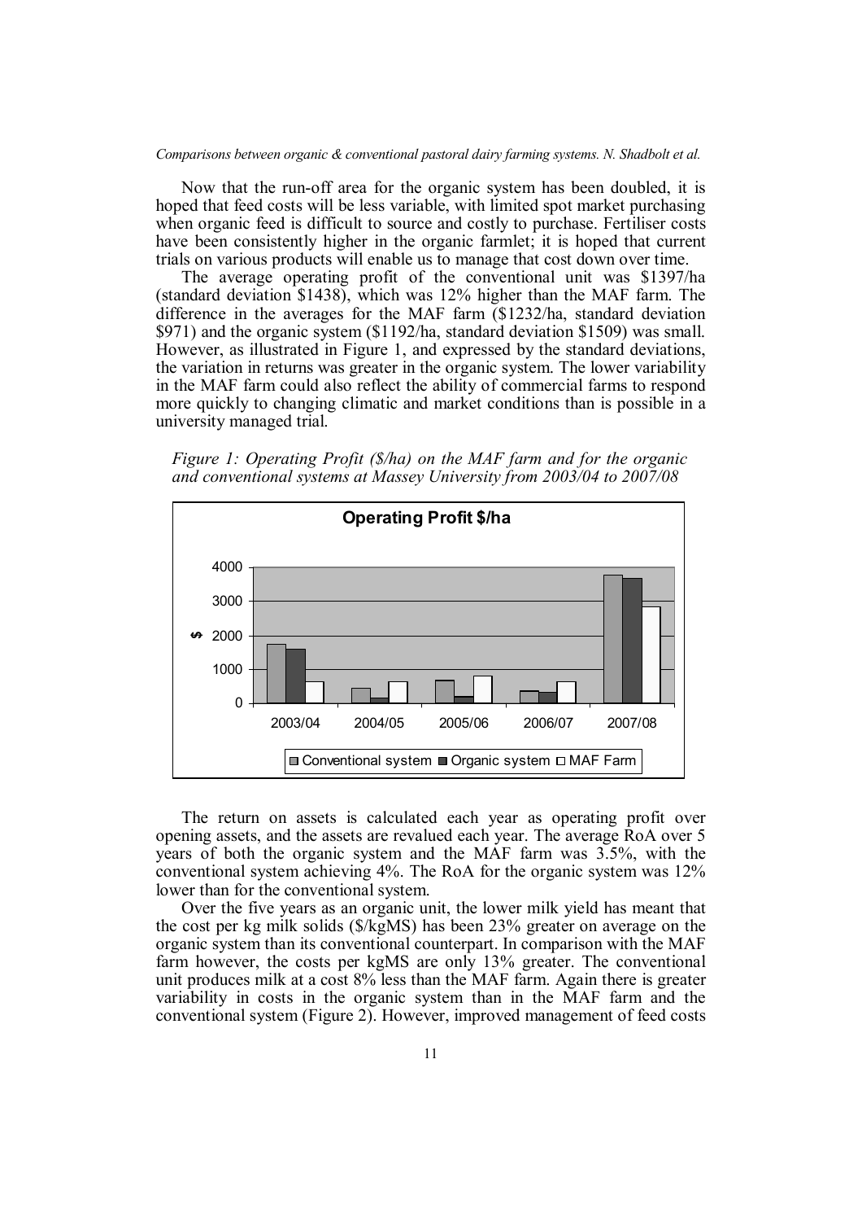Now that the run-off area for the organic system has been doubled, it is hoped that feed costs will be less variable, with limited spot market purchasing when organic feed is difficult to source and costly to purchase. Fertiliser costs have been consistently higher in the organic farmlet; it is hoped that current trials on various products will enable us to manage that cost down over time.

The average operating profit of the conventional unit was \$1397/ha (standard deviation \$1438), which was 12% higher than the MAF farm. The difference in the averages for the MAF farm (\$1232/ha, standard deviation \$971) and the organic system (\$1192/ha, standard deviation \$1509) was small. However, as illustrated in Figure 1, and expressed by the standard deviations, the variation in returns was greater in the organic system. The lower variability in the MAF farm could also reflect the ability of commercial farms to respond more quickly to changing climatic and market conditions than is possible in a university managed trial.

*Figure 1: Operating Profit (\$/ha) on the MAF farm and for the organic and conventional systems at Massey University from 2003/04 to 2007/08*

The return on assets is calculated each year as operating profit over opening assets, and the assets are revalued each year. The average RoA over 5 years of both the organic system and the MAF farm was 3.5%, with the conventional system achieving 4%. The RoA for the organic system was 12% lower than for the conventional system.

Over the five years as an organic unit, the lower milk yield has meant that the cost per kg milk solids (\$/kgMS) has been 23% greater on average on the organic system than its conventional counterpart. In comparison with the MAF farm however, the costs per kgMS are only 13% greater. The conventional unit produces milk at a cost 8% less than the MAF farm. Again there is greater variability in costs in the organic system than in the MAF farm and the conventional system (Figure 2). However, improved management of feed costs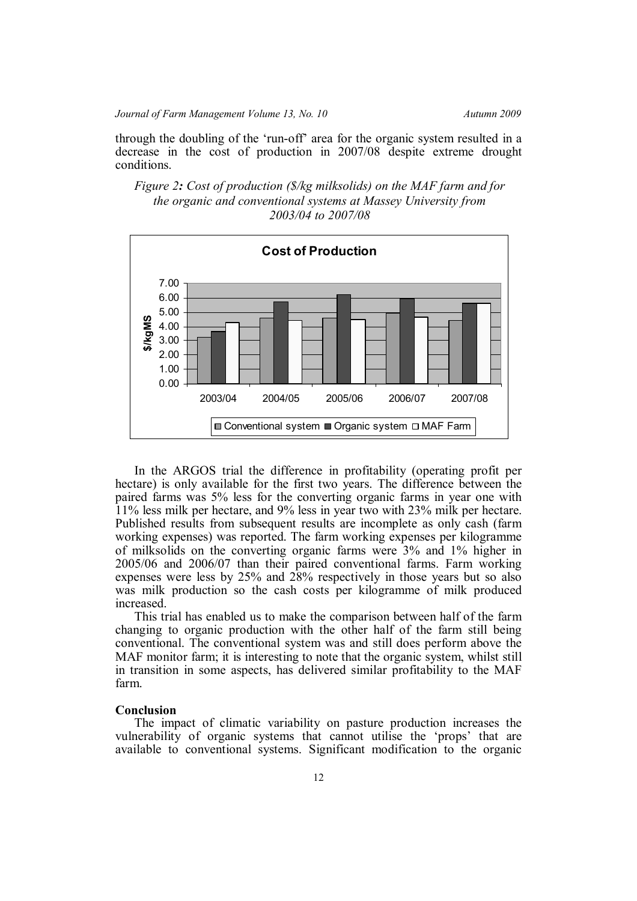through the doubling of the 'run-off' area for the organic system resulted in a decrease in the cost of production in 2007/08 despite extreme drought conditions.

*Figure 2: Cost of production ($/kg milksolids) on the MAF farm and for the organic and conventional systems at Massey University from 2003/04 to 2007/08*

In the ARGOS trial the difference in profitability (operating profit per hectare) is only available for the first two years. The difference between the paired farms was 5% less for the converting organic farms in year one with 11% less milk per hectare, and 9% less in year two with 23% milk per hectare. Published results from subsequent results are incomplete as only cash (farm working expenses) was reported. The farm working expenses per kilogramme of milksolids on the converting organic farms were 3% and 1% higher in 2005/06 and 2006/07 than their paired conventional farms. Farm working expenses were less by 25% and 28% respectively in those years but so also was milk production so the cash costs per kilogramme of milk produced increased.

This trial has enabled us to make the comparison between half of the farm changing to organic production with the other half of the farm still being conventional. The conventional system was and still does perform above the MAF monitor farm; it is interesting to note that the organic system, whilst still in transition in some aspects, has delivered similar profitability to the MAF farm.

**Conclusion**

The impact of climatic variability on pasture production increases the vulnerability of organic systems that cannot utilise the 'props' that are available to conventional systems. Significant modification to the organic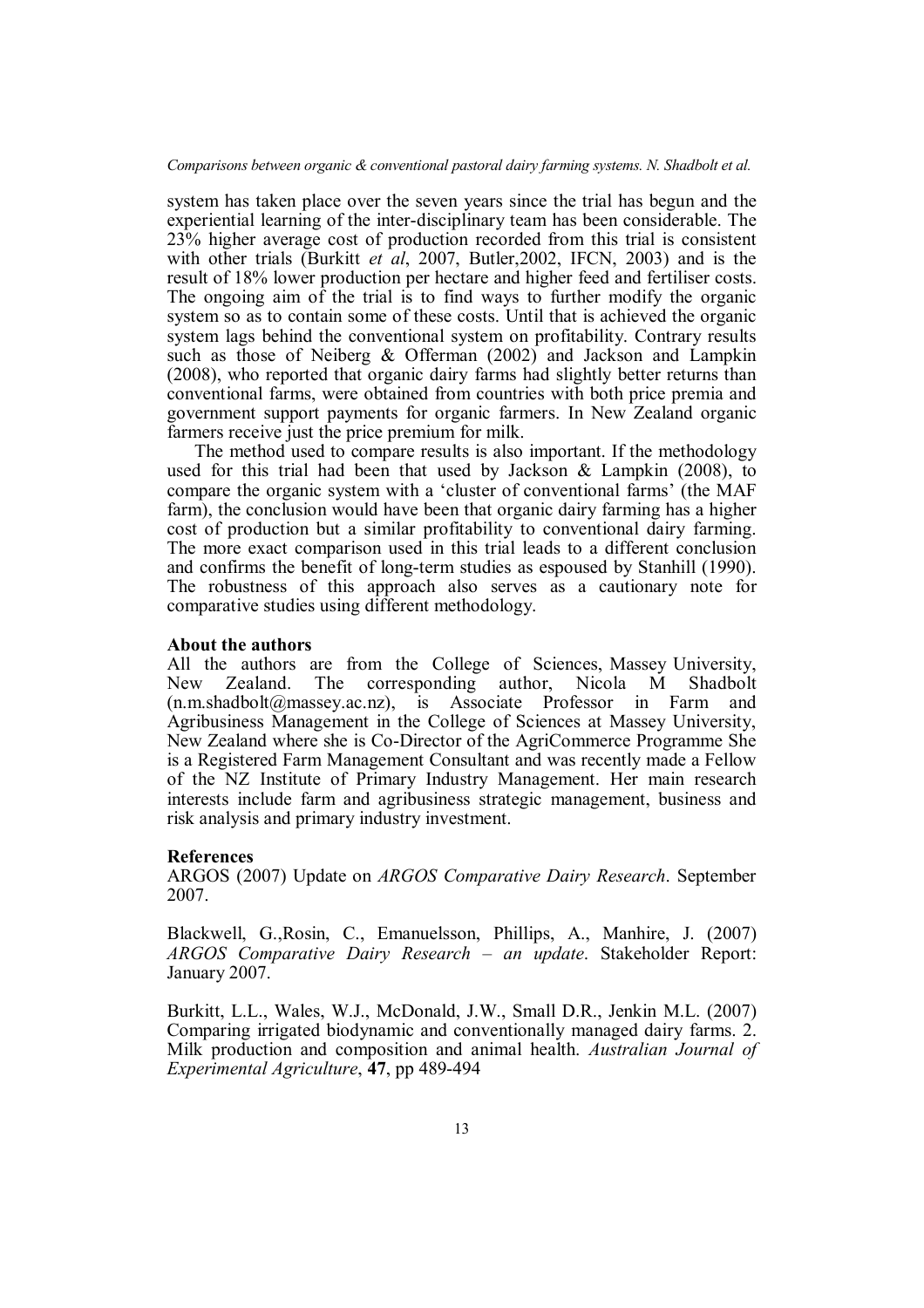system has taken place over the seven years since the trial has begun and the experiential learning of the inter-disciplinary team has been considerable. The 23% higher average cost of production recorded from this trial is consistent with other trials (Burkitt *et al*, 2007, Butler,2002, IFCN, 2003) and is the result of 18% lower production per hectare and higher feed and fertiliser costs. The ongoing aim of the trial is to find ways to further modify the organic system so as to contain some of these costs. Until that is achieved the organic system lags behind the conventional system on profitability. Contrary results such as those of Neiberg & Offerman (2002) and Jackson and Lampkin (2008), who reported that organic dairy farms had slightly better returns than conventional farms, were obtained from countries with both price premia and government support payments for organic farmers. In New Zealand organic farmers receive just the price premium for milk.

The method used to compare results is also important. If the methodology used for this trial had been that used by Jackson & Lampkin (2008), to compare the organic system with a 'cluster of conventional farms' (the MAF farm), the conclusion would have been that organic dairy farming has a higher cost of production but a similar profitability to conventional dairy farming. The more exact comparison used in this trial leads to a different conclusion and confirms the benefit of long-term studies as espoused by Stanhill (1990). The robustness of this approach also serves as a cautionary note for comparative studies using different methodology.

### About the authors

All the authors are from the College of Sciences, Massey University, New Zealand. The corresponding author, Nicola M Shadbolt (n.m.shadbolt@massey.ac.nz), is Associate Professor in Farm and Agribusiness Management in the College of Sciences at Massey University, New Zealand where she is Co-Director of the AgriCommerce Programme She is a Registered Farm Management Consultant and was recently made a Fellow of the NZ Institute of Primary Industry Management. Her main research interests include farm and agribusiness strategic management, business and risk analysis and primary industry investment.

### References

ARGOS (2007) Update on *ARGOS Comparative Dairy Research*. September 2007.

Blackwell, G.,Rosin, C., Emanuelsson, Phillips, A., Manhire, J. (2007) *ARGOS Comparative Dairy Research – an update*. Stakeholder Report: January 2007.

Burkitt, L.L., Wales, W.J., McDonald, J.W., Small D.R., Jenkin M.L. (2007) Comparing irrigated biodynamic and conventionally managed dairy farms. 2. Milk production and composition and animal health. *Australian Journal of Experimental Agriculture*, **47**, pp 489-494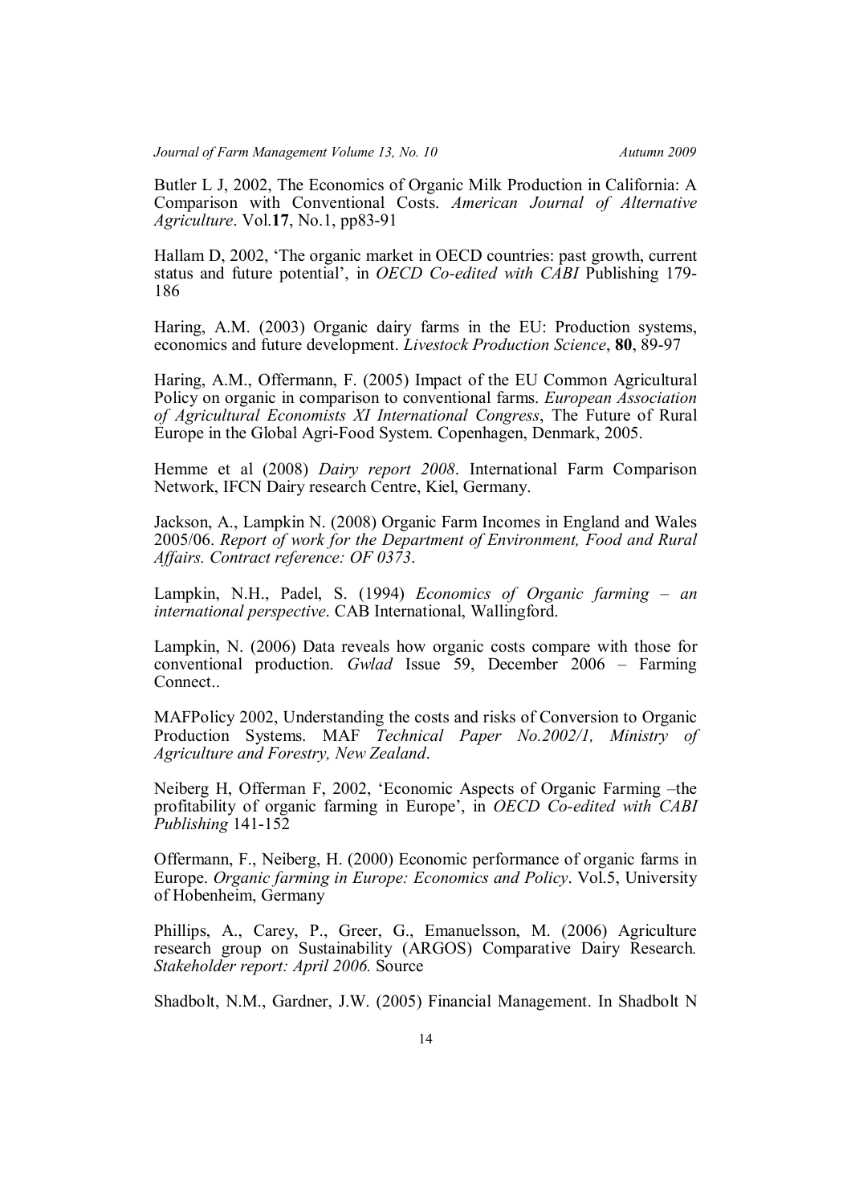Butler L J, 2002, The Economics of Organic Milk Production in California: A Comparison with Conventional Costs. *American Journal of Alternative Agriculture*. Vol.**17**, No.1, pp83-91

Hallam D, 2002, 'The organic market in OECD countries: past growth, current status and future potential', in *OECD Co-edited with CABI* Publishing 179-186

Haring, A.M. (2003) Organic dairy farms in the EU: Production systems, economics and future development. *Livestock Production Science*, **80**, 89-97

Haring, A.M., Offermann, F. (2005) Impact of the EU Common Agricultural Policy on organic in comparison to conventional farms. *European Association of Agricultural Economists XI International Congress*, The Future of Rural Europe in the Global Agri-Food System. Copenhagen, Denmark, 2005.

Hemme et al (2008) *Dairy report 2008*. International Farm Comparison Network, IFCN Dairy research Centre, Kiel, Germany.

Jackson, A., Lampkin N. (2008) Organic Farm Incomes in England and Wales 2005/06. *Report of work for the Department of Environment, Food and Rural Affairs. Contract reference: OF 0373*.

Lampkin, N.H., Padel, S. (1994) *Economics of Organic farming – an international perspective*. CAB International, Wallingford.

Lampkin, N. (2006) Data reveals how organic costs compare with those for conventional production. *Gwlad* Issue 59, December 2006 – Farming Connect..

MAFPolicy 2002, Understanding the costs and risks of Conversion to Organic Production Systems. MAF *Technical Paper No.2002/1, Ministry of Agriculture and Forestry, New Zealand*.

Neiberg H, Offerman F, 2002, 'Economic Aspects of Organic Farming –the profitability of organic farming in Europe', in *OECD Co-edited with CABI Publishing* 141-152

Offermann, F., Neiberg, H. (2000) Economic performance of organic farms in Europe. *Organic farming in Europe: Economics and Policy*. Vol.5, University of Hobenheim, Germany

Phillips, A., Carey, P., Greer, G., Emanuelsson, M. (2006) Agriculture research group on Sustainability (ARGOS) Comparative Dairy Research. *Stakeholder report: April 2006.* Source

Shadbolt, N.M., Gardner, J.W. (2005) Financial Management. In Shadbolt N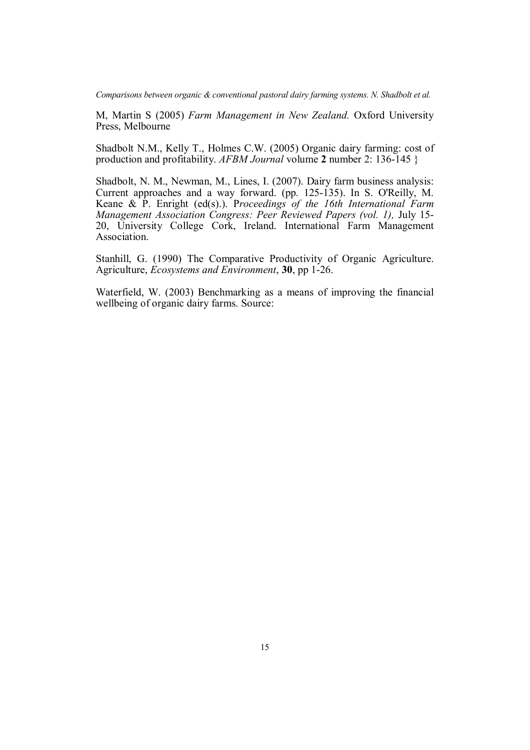M, Martin S (2005) *Farm Management in New Zealand.* Oxford University Press, Melbourne

Shadbolt N.M., Kelly T., Holmes C.W. (2005) Organic dairy farming: cost of production and profitability. *AFBM Journal* volume **2** number 2: 136-145 }

Shadbolt, N. M., Newman, M., Lines, I. (2007). Dairy farm business analysis: Current approaches and a way forward. (pp. 125-135). In S. O'Reilly, M. Keane & P. Enright (ed(s).). P*roceedings of the 16th International Farm Management Association Congress: Peer Reviewed Papers (vol. 1),* July 15-20, University College Cork, Ireland. International Farm Management Association.

Stanhill, G. (1990) The Comparative Productivity of Organic Agriculture. Agriculture, *Ecosystems and Environment*, **30**, pp 1-26.

Waterfield, W. (2003) Benchmarking as a means of improving the financial wellbeing of organic dairy farms. Source: